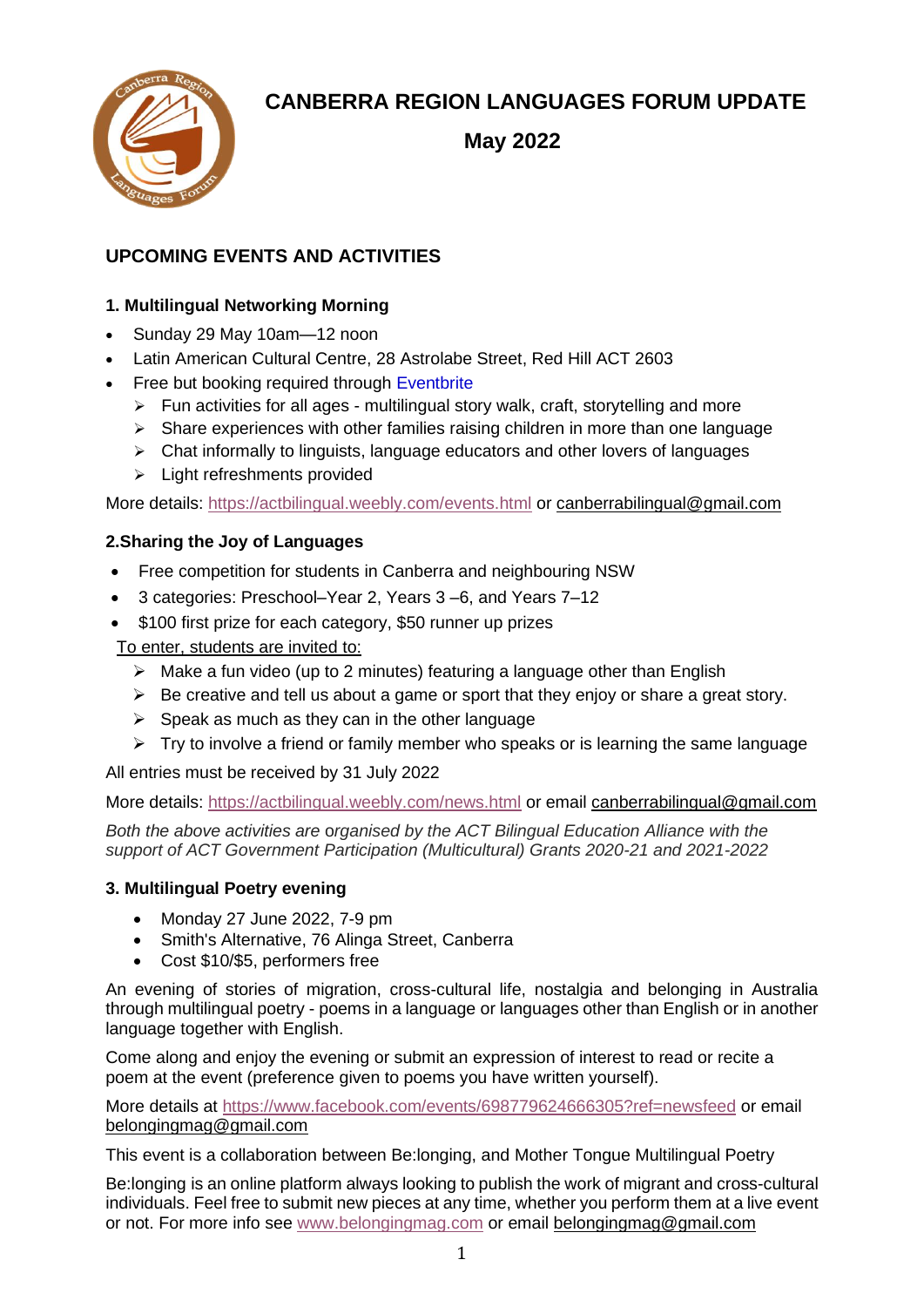# CANBERRA REGION LANGUAGES FORUM UPDATE

## May 2022

## UPCOMING EVENTS AND ACTIVITIES

### 1. Multilingual Networking Morning

- Sunday 29 May 10am—12 noon
- Latin American Cultural Centre, 28 Astrolabe Street, Red Hill ACT 2603
- Free but booking required through Eventbrite
  - Fun activities for all ages - multilingual story walk, craft, storytelling and more
  - Share experiences with other families raising children in more than one language
  - Chat informally to linguists, language educators and other lovers of languages
  - Light refreshments provided

More details: https://actbilingual.weebly.com/events.html or canberrabilingual@gmail.com

### 2.Sharing the Joy of Languages

- Free competition for students in Canberra and neighbouring NSW
- 3 categories: Preschool–Year 2, Years 3 –6, and Years 7–12
- $100 first prize for each category, $50 runner up prizes

To enter, students are invited to:

- Make a fun video (up to 2 minutes) featuring a language other than English
- Be creative and tell us about a game or sport that they enjoy or share a great story.
- Speak as much as they can in the other language
- Try to involve a friend or family member who speaks or is learning the same language

All entries must be received by 31 July 2022

More details: https://actbilingual.weebly.com/news.html or email canberrabilingual@gmail.com

*Both the above activities are organised by the ACT Bilingual Education Alliance with the support of ACT Government Participation (Multicultural) Grants 2020-21 and 2021-2022*

### 3. Multilingual Poetry evening

- Monday 27 June 2022, 7-9 pm
- Smith's Alternative, 76 Alinga Street, Canberra
- Cost $10/$5, performers free

An evening of stories of migration, cross-cultural life, nostalgia and belonging in Australia through multilingual poetry - poems in a language or languages other than English or in another language together with English.

Come along and enjoy the evening or submit an expression of interest to read or recite a poem at the event (preference given to poems you have written yourself).

More details at https://www.facebook.com/events/698779624666305?ref=newsfeed or email belongingmag@gmail.com

This event is a collaboration between Be:longing, and Mother Tongue Multilingual Poetry

Be:longing is an online platform always looking to publish the work of migrant and cross-cultural individuals. Feel free to submit new pieces at any time, whether you perform them at a live event or not. For more info see www.belongingmag.com or email belongingmag@gmail.com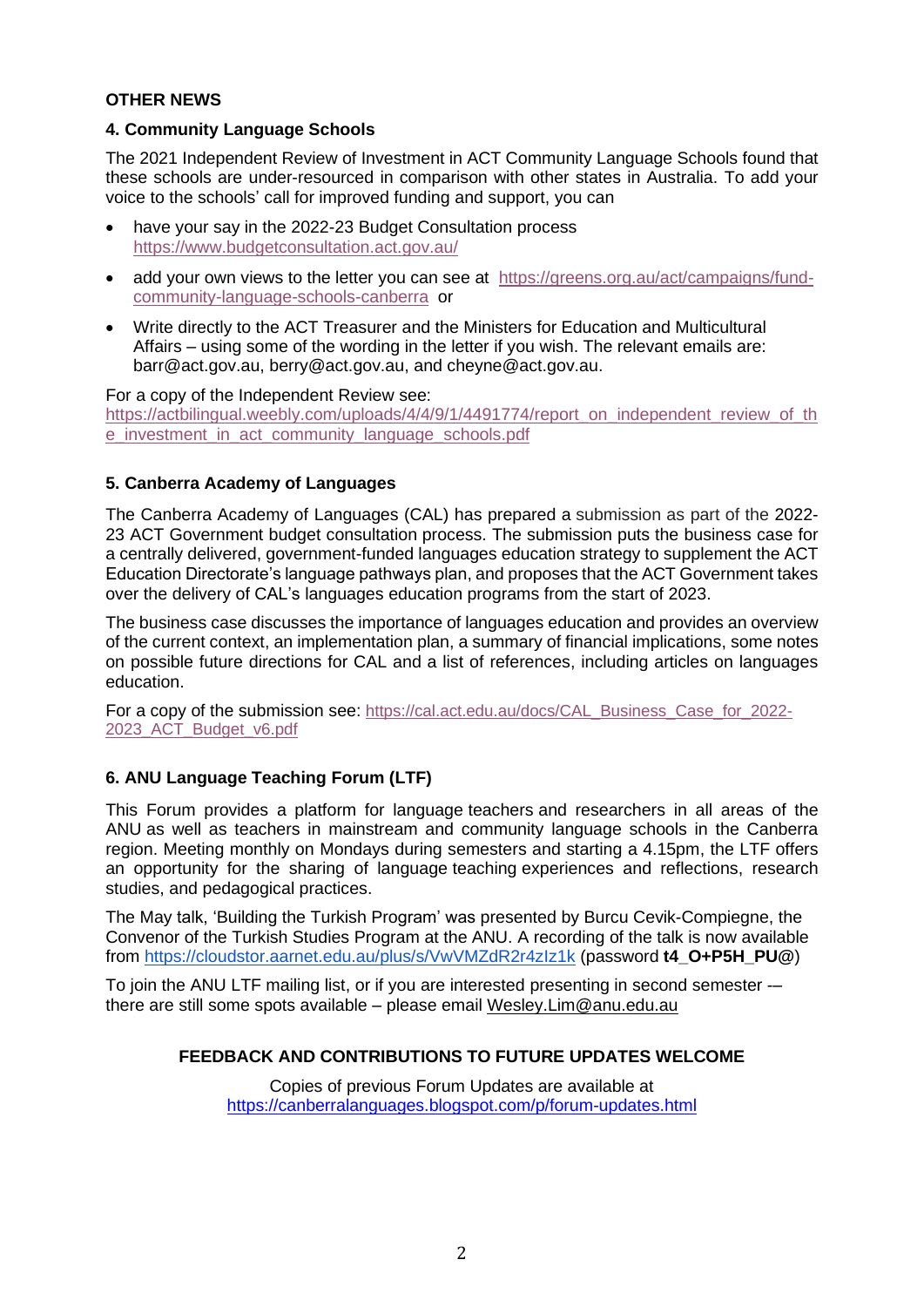## OTHER NEWS

### 4. Community Language Schools

The 2021 Independent Review of Investment in ACT Community Language Schools found that these schools are under-resourced in comparison with other states in Australia. To add your voice to the schools' call for improved funding and support, you can

- have your say in the 2022-23 Budget Consultation process https://www.budgetconsultation.act.gov.au/
- add your own views to the letter you can see at https://greens.org.au/act/campaigns/fund-community-language-schools-canberra or
- Write directly to the ACT Treasurer and the Ministers for Education and Multicultural Affairs – using some of the wording in the letter if you wish. The relevant emails are: barr@act.gov.au, berry@act.gov.au, and cheyne@act.gov.au.

For a copy of the Independent Review see: https://actbilingual.weebly.com/uploads/4/4/9/1/4491774/report_on_independent_review_of_the_investment_in_act_community_language_schools.pdf

### 5. Canberra Academy of Languages

The Canberra Academy of Languages (CAL) has prepared a submission as part of the 2022-23 ACT Government budget consultation process. The submission puts the business case for a centrally delivered, government-funded languages education strategy to supplement the ACT Education Directorate's language pathways plan, and proposes that the ACT Government takes over the delivery of CAL's languages education programs from the start of 2023.

The business case discusses the importance of languages education and provides an overview of the current context, an implementation plan, a summary of financial implications, some notes on possible future directions for CAL and a list of references, including articles on languages education.

For a copy of the submission see: https://cal.act.edu.au/docs/CAL_Business_Case_for_2022-2023_ACT_Budget_v6.pdf

### 6. ANU Language Teaching Forum (LTF)

This Forum provides a platform for language teachers and researchers in all areas of the ANU as well as teachers in mainstream and community language schools in the Canberra region. Meeting monthly on Mondays during semesters and starting a 4.15pm, the LTF offers an opportunity for the sharing of language teaching experiences and reflections, research studies, and pedagogical practices.

The May talk, 'Building the Turkish Program' was presented by Burcu Cevik-Compiegne, the Convenor of the Turkish Studies Program at the ANU. A recording of the talk is now available from https://cloudstor.aarnet.edu.au/plus/s/VwVMZdR2r4zIz1k (password **t4_O+P5H_PU@**)

To join the ANU LTF mailing list, or if you are interested presenting in second semester -– there are still some spots available – please email Wesley.Lim@anu.edu.au

**FEEDBACK AND CONTRIBUTIONS TO FUTURE UPDATES WELCOME**

Copies of previous Forum Updates are available at https://canberralanguages.blogspot.com/p/forum-updates.html